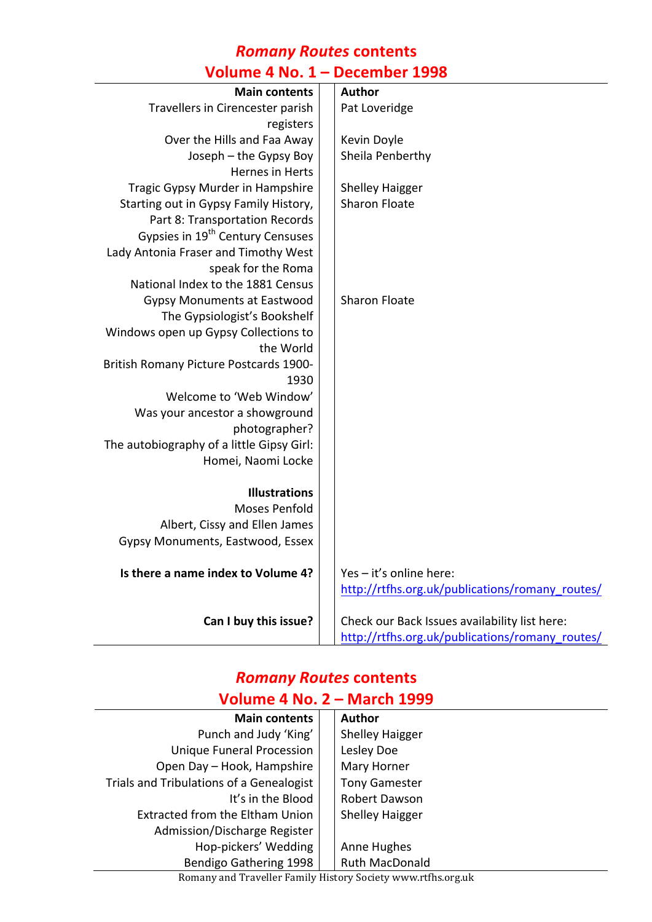# *Romany Routes* contents

## Volume 4 No. 1 – December 1998

| Main contents | Author |
|---|---|
| Travellers in Cirencester parish registers | Pat Loveridge |
| Over the Hills and Faa Away | Kevin Doyle |
| Joseph – the Gypsy Boy | Sheila Penberthy |
| Hernes in Herts | |
| Tragic Gypsy Murder in Hampshire | Shelley Haigger |
| Starting out in Gypsy Family History, Part 8: Transportation Records | Sharon Floate |
| Gypsies in 19th Century Censuses | |
| Lady Antonia Fraser and Timothy West speak for the Roma | |
| National Index to the 1881 Census | |
| Gypsy Monuments at Eastwood | Sharon Floate |
| The Gypsiologist's Bookshelf | |
| Windows open up Gypsy Collections to the World | |
| British Romany Picture Postcards 1900-1930 | |
| Welcome to 'Web Window' | |
| Was your ancestor a showground photographer? | |
| The autobiography of a little Gipsy Girl: Homei, Naomi Locke | |
| **Illustrations** | |
| Moses Penfold | |
| Albert, Cissy and Ellen James | |
| Gypsy Monuments, Eastwood, Essex | |
| **Is there a name index to Volume 4?** | Yes – it's online here: http://rtfhs.org.uk/publications/romany_routes/ |
| **Can I buy this issue?** | Check our Back Issues availability list here: http://rtfhs.org.uk/publications/romany_routes/ |

# *Romany Routes* contents

## Volume 4 No. 2 – March 1999

| Main contents | Author |
|---|---|
| Punch and Judy 'King' | Shelley Haigger |
| Unique Funeral Procession | Lesley Doe |
| Open Day – Hook, Hampshire | Mary Horner |
| Trials and Tribulations of a Genealogist | Tony Gamester |
| It's in the Blood | Robert Dawson |
| Extracted from the Eltham Union Admission/Discharge Register | Shelley Haigger |
| Hop-pickers' Wedding | Anne Hughes |
| Bendigo Gathering 1998 | Ruth MacDonald |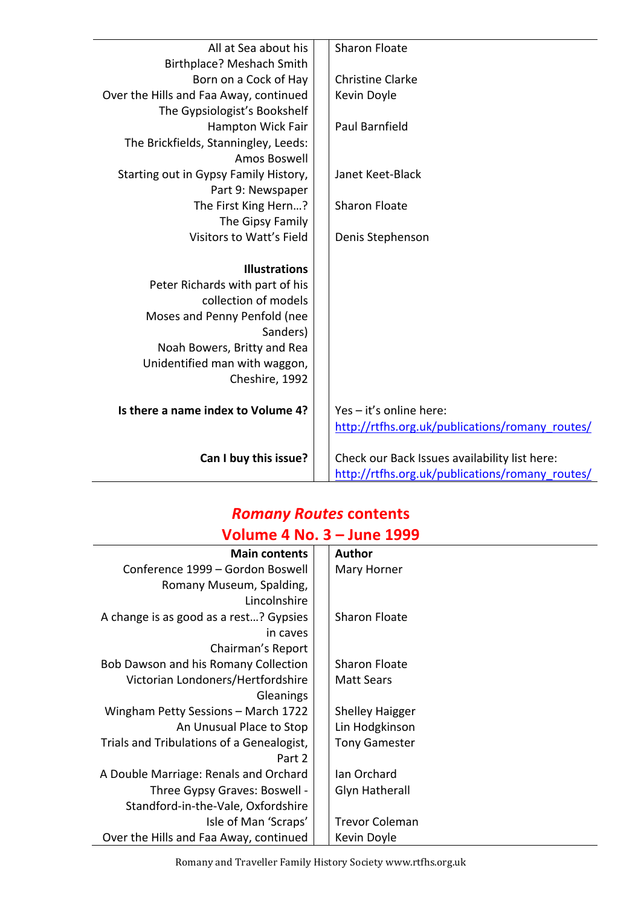| | |
|---|---|
| All at Sea about his Birthplace? Meshach Smith | Sharon Floate |
| Born on a Cock of Hay | Christine Clarke |
| Over the Hills and Faa Away, continued | Kevin Doyle |
| The Gypsiologist's Bookshelf | |
| Hampton Wick Fair | Paul Barnfield |
| The Brickfields, Stanningley, Leeds: Amos Boswell | |
| Starting out in Gypsy Family History, Part 9: Newspaper | Janet Keet-Black |
| The First King Hern…? | Sharon Floate |
| The Gipsy Family | |
| Visitors to Watt's Field | Denis Stephenson |
| | |
| **Illustrations** | |
| Peter Richards with part of his collection of models | |
| Moses and Penny Penfold (nee Sanders) | |
| Noah Bowers, Britty and Rea | |
| Unidentified man with waggon, Cheshire, 1992 | |
| | |
| **Is there a name index to Volume 4?** | Yes – it's online here: http://rtfhs.org.uk/publications/romany_routes/ |
| **Can I buy this issue?** | Check our Back Issues availability list here: http://rtfhs.org.uk/publications/romany_routes/ |

## *Romany Routes* contents
## Volume 4 No. 3 – June 1999

| Main contents | Author |
|---|---|
| Conference 1999 – Gordon Boswell Romany Museum, Spalding, Lincolnshire | Mary Horner |
| A change is as good as a rest…? Gypsies in caves | Sharon Floate |
| Chairman's Report | |
| Bob Dawson and his Romany Collection | Sharon Floate |
| Victorian Londoners/Hertfordshire Gleanings | Matt Sears |
| Wingham Petty Sessions – March 1722 | Shelley Haigger |
| An Unusual Place to Stop | Lin Hodgkinson |
| Trials and Tribulations of a Genealogist, Part 2 | Tony Gamester |
| A Double Marriage: Renals and Orchard | Ian Orchard |
| Three Gypsy Graves: Boswell - Standford-in-the-Vale, Oxfordshire | Glyn Hatherall |
| Isle of Man 'Scraps' | Trevor Coleman |
| Over the Hills and Faa Away, continued | Kevin Doyle |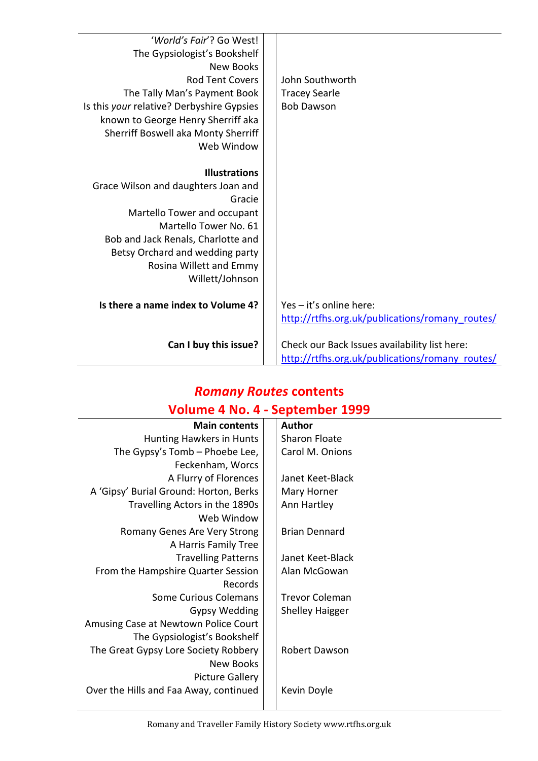| | |
|---|---|
| '*World's Fair*'? Go West! | |
| The Gypsiologist's Bookshelf | |
| New Books | |
| Rod Tent Covers | John Southworth |
| The Tally Man's Payment Book | Tracey Searle |
| Is this *your* relative? Derbyshire Gypsies known to George Henry Sherriff aka Sherriff Boswell aka Monty Sherriff | Bob Dawson |
| Web Window | |
| | |
| **Illustrations** | |
| Grace Wilson and daughters Joan and Gracie | |
| Martello Tower and occupant | |
| Martello Tower No. 61 | |
| Bob and Jack Renals, Charlotte and Betsy Orchard and wedding party | |
| Rosina Willett and Emmy Willett/Johnson | |
| | |
| **Is there a name index to Volume 4?** | Yes – it's online here: http://rtfhs.org.uk/publications/romany_routes/ |
| **Can I buy this issue?** | Check our Back Issues availability list here: http://rtfhs.org.uk/publications/romany_routes/ |

## *Romany Routes* contents
## Volume 4 No. 4 - September 1999

| **Main contents** | **Author** |
|---|---|
| Hunting Hawkers in Hunts | Sharon Floate |
| The Gypsy's Tomb – Phoebe Lee, Feckenham, Worcs | Carol M. Onions |
| A Flurry of Florences | Janet Keet-Black |
| A 'Gipsy' Burial Ground: Horton, Berks | Mary Horner |
| Travelling Actors in the 1890s | Ann Hartley |
| Web Window | |
| Romany Genes Are Very Strong | Brian Dennard |
| A Harris Family Tree | |
| Travelling Patterns | Janet Keet-Black |
| From the Hampshire Quarter Session Records | Alan McGowan |
| Some Curious Colemans | Trevor Coleman |
| Gypsy Wedding | Shelley Haigger |
| Amusing Case at Newtown Police Court | |
| The Gypsiologist's Bookshelf | |
| The Great Gypsy Lore Society Robbery | Robert Dawson |
| New Books | |
| Picture Gallery | |
| Over the Hills and Faa Away, continued | Kevin Doyle |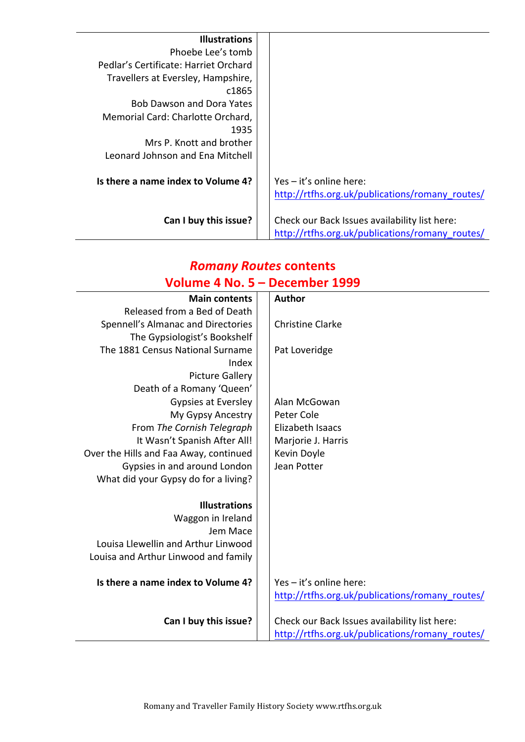| Illustrations | |
|---|---|
| Phoebe Lee's tomb | |
| Pedlar's Certificate: Harriet Orchard | |
| Travellers at Eversley, Hampshire, c1865 | |
| Bob Dawson and Dora Yates | |
| Memorial Card: Charlotte Orchard, 1935 | |
| Mrs P. Knott and brother | |
| Leonard Johnson and Ena Mitchell | |
| **Is there a name index to Volume 4?** | Yes – it's online here: http://rtfhs.org.uk/publications/romany_routes/ |
| **Can I buy this issue?** | Check our Back Issues availability list here: http://rtfhs.org.uk/publications/romany_routes/ |

## *Romany Routes* contents
## Volume 4 No. 5 – December 1999

| Main contents | Author |
|---|---|
| Released from a Bed of Death | |
| Spennell's Almanac and Directories | Christine Clarke |
| The Gypsiologist's Bookshelf | |
| The 1881 Census National Surname Index | Pat Loveridge |
| Picture Gallery | |
| Death of a Romany 'Queen' | |
| Gypsies at Eversley | Alan McGowan |
| My Gypsy Ancestry | Peter Cole |
| From *The Cornish Telegraph* | Elizabeth Isaacs |
| It Wasn't Spanish After All! | Marjorie J. Harris |
| Over the Hills and Faa Away, continued | Kevin Doyle |
| Gypsies in and around London | Jean Potter |
| What did your Gypsy do for a living? | |
| **Illustrations** | |
| Waggon in Ireland | |
| Jem Mace | |
| Louisa Llewellin and Arthur Linwood | |
| Louisa and Arthur Linwood and family | |
| **Is there a name index to Volume 4?** | Yes – it's online here: http://rtfhs.org.uk/publications/romany_routes/ |
| **Can I buy this issue?** | Check our Back Issues availability list here: http://rtfhs.org.uk/publications/romany_routes/ |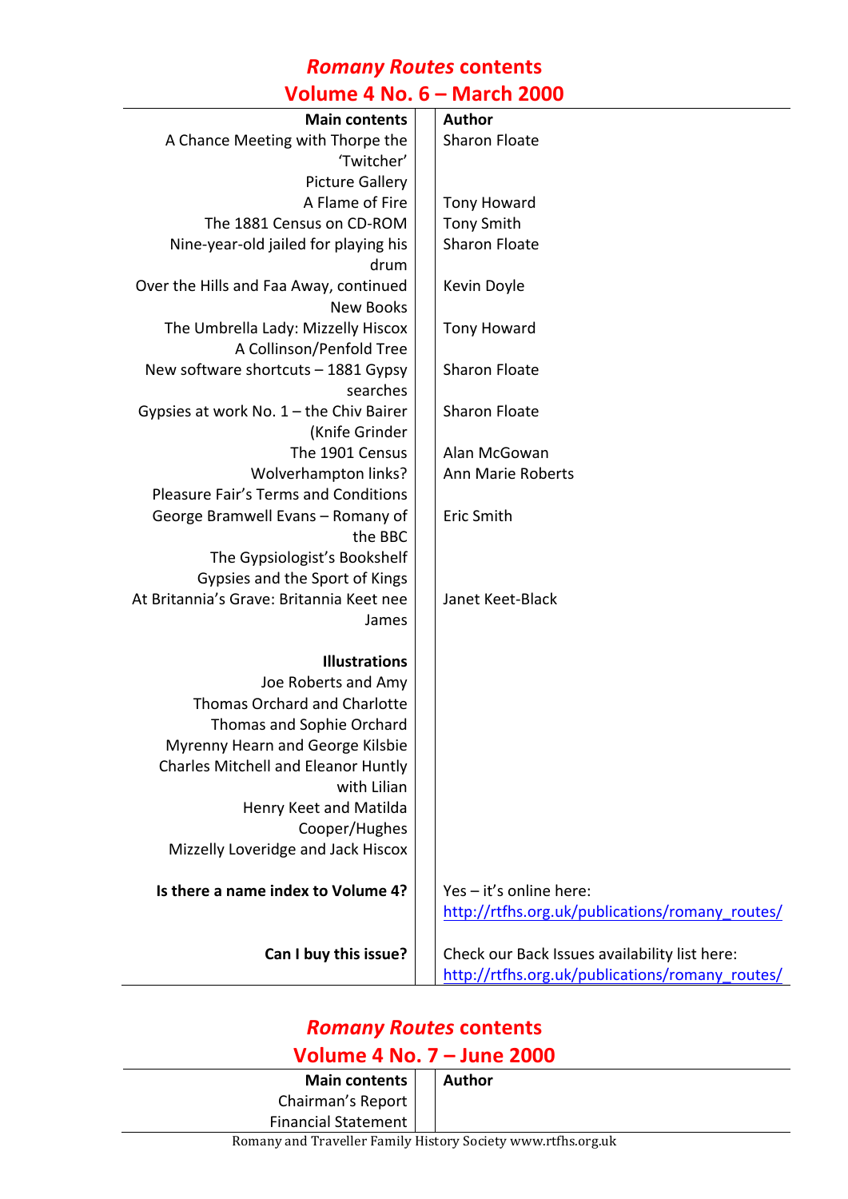## *Romany Routes* contents
## Volume 4 No. 6 – March 2000

| Main contents | Author |
| --- | --- |
| A Chance Meeting with Thorpe the 'Twitcher' | Sharon Floate |
| Picture Gallery | |
| A Flame of Fire | Tony Howard |
| The 1881 Census on CD-ROM | Tony Smith |
| Nine-year-old jailed for playing his drum | Sharon Floate |
| Over the Hills and Faa Away, continued | Kevin Doyle |
| New Books | |
| The Umbrella Lady: Mizzelly Hiscox | Tony Howard |
| A Collinson/Penfold Tree | |
| New software shortcuts – 1881 Gypsy searches | Sharon Floate |
| Gypsies at work No. 1 – the Chiv Bairer (Knife Grinder | Sharon Floate |
| The 1901 Census | Alan McGowan |
| Wolverhampton links? | Ann Marie Roberts |
| Pleasure Fair's Terms and Conditions | |
| George Bramwell Evans – Romany of the BBC | Eric Smith |
| The Gypsiologist's Bookshelf | |
| Gypsies and the Sport of Kings | |
| At Britannia's Grave: Britannia Keet nee James | Janet Keet-Black |
| **Illustrations** | |
| Joe Roberts and Amy | |
| Thomas Orchard and Charlotte | |
| Thomas and Sophie Orchard | |
| Myrenny Hearn and George Kilsbie | |
| Charles Mitchell and Eleanor Huntly with Lilian | |
| Henry Keet and Matilda Cooper/Hughes | |
| Mizzelly Loveridge and Jack Hiscox | |
| **Is there a name index to Volume 4?** | Yes – it's online here: http://rtfhs.org.uk/publications/romany_routes/ |
| **Can I buy this issue?** | Check our Back Issues availability list here: http://rtfhs.org.uk/publications/romany_routes/ |

## *Romany Routes* contents
## Volume 4 No. 7 – June 2000

| Main contents | Author |
| --- | --- |
| Chairman's Report | |
| Financial Statement | |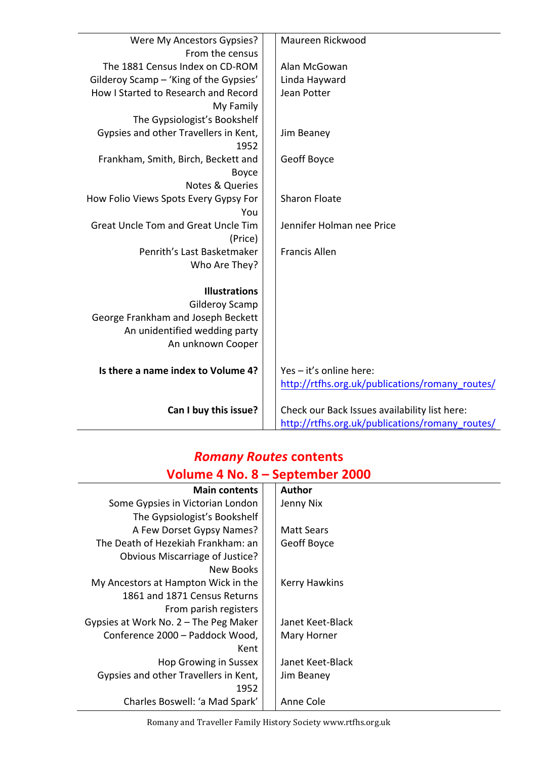| | |
|---|---|
| Were My Ancestors Gypsies? | Maureen Rickwood |
| From the census | |
| The 1881 Census Index on CD-ROM | Alan McGowan |
| Gilderoy Scamp – 'King of the Gypsies' | Linda Hayward |
| How I Started to Research and Record My Family | Jean Potter |
| The Gypsiologist's Bookshelf | |
| Gypsies and other Travellers in Kent, 1952 | Jim Beaney |
| Frankham, Smith, Birch, Beckett and Boyce | Geoff Boyce |
| Notes & Queries | |
| How Folio Views Spots Every Gypsy For You | Sharon Floate |
| Great Uncle Tom and Great Uncle Tim (Price) | Jennifer Holman nee Price |
| Penrith's Last Basketmaker | Francis Allen |
| Who Are They? | |
| | |
| **Illustrations** | |
| Gilderoy Scamp | |
| George Frankham and Joseph Beckett | |
| An unidentified wedding party | |
| An unknown Cooper | |
| | |
| **Is there a name index to Volume 4?** | Yes – it's online here: http://rtfhs.org.uk/publications/romany_routes/ |
| **Can I buy this issue?** | Check our Back Issues availability list here: http://rtfhs.org.uk/publications/romany_routes/ |

## *Romany Routes* contents
## Volume 4 No. 8 – September 2000

| Main contents | Author |
|---|---|
| Some Gypsies in Victorian London | Jenny Nix |
| The Gypsiologist's Bookshelf | |
| A Few Dorset Gypsy Names? | Matt Sears |
| The Death of Hezekiah Frankham: an Obvious Miscarriage of Justice? | Geoff Boyce |
| New Books | |
| My Ancestors at Hampton Wick in the 1861 and 1871 Census Returns | Kerry Hawkins |
| From parish registers | |
| Gypsies at Work No. 2 – The Peg Maker | Janet Keet-Black |
| Conference 2000 – Paddock Wood, Kent | Mary Horner |
| Hop Growing in Sussex | Janet Keet-Black |
| Gypsies and other Travellers in Kent, 1952 | Jim Beaney |
| Charles Boswell: 'a Mad Spark' | Anne Cole |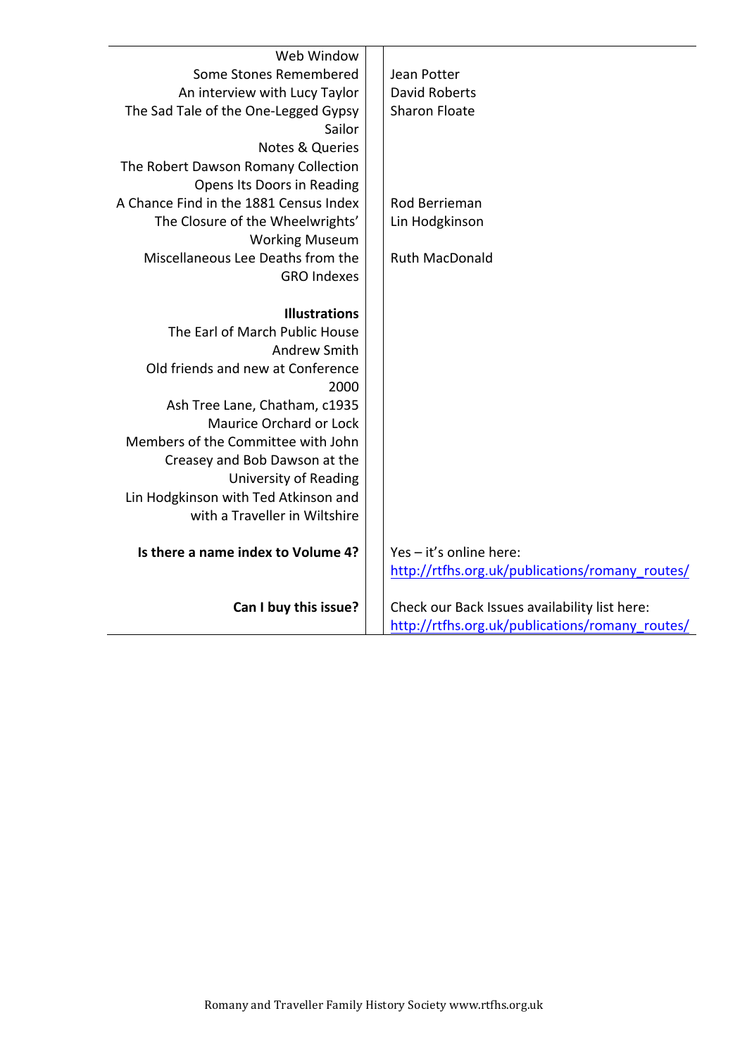| | |
|---|---|
| Web Window | |
| Some Stones Remembered | Jean Potter |
| An interview with Lucy Taylor | David Roberts |
| The Sad Tale of the One-Legged Gypsy Sailor | Sharon Floate |
| Notes & Queries | |
| The Robert Dawson Romany Collection Opens Its Doors in Reading | |
| A Chance Find in the 1881 Census Index | Rod Berrieman |
| The Closure of the Wheelwrights' Working Museum | Lin Hodgkinson |
| Miscellaneous Lee Deaths from the GRO Indexes | Ruth MacDonald |
| **Illustrations** | |
| The Earl of March Public House | |
| Andrew Smith | |
| Old friends and new at Conference 2000 | |
| Ash Tree Lane, Chatham, c1935 | |
| Maurice Orchard or Lock | |
| Members of the Committee with John Creasey and Bob Dawson at the University of Reading | |
| Lin Hodgkinson with Ted Atkinson and with a Traveller in Wiltshire | |
| **Is there a name index to Volume 4?** | Yes – it's online here: http://rtfhs.org.uk/publications/romany_routes/ |
| **Can I buy this issue?** | Check our Back Issues availability list here: http://rtfhs.org.uk/publications/romany_routes/ |